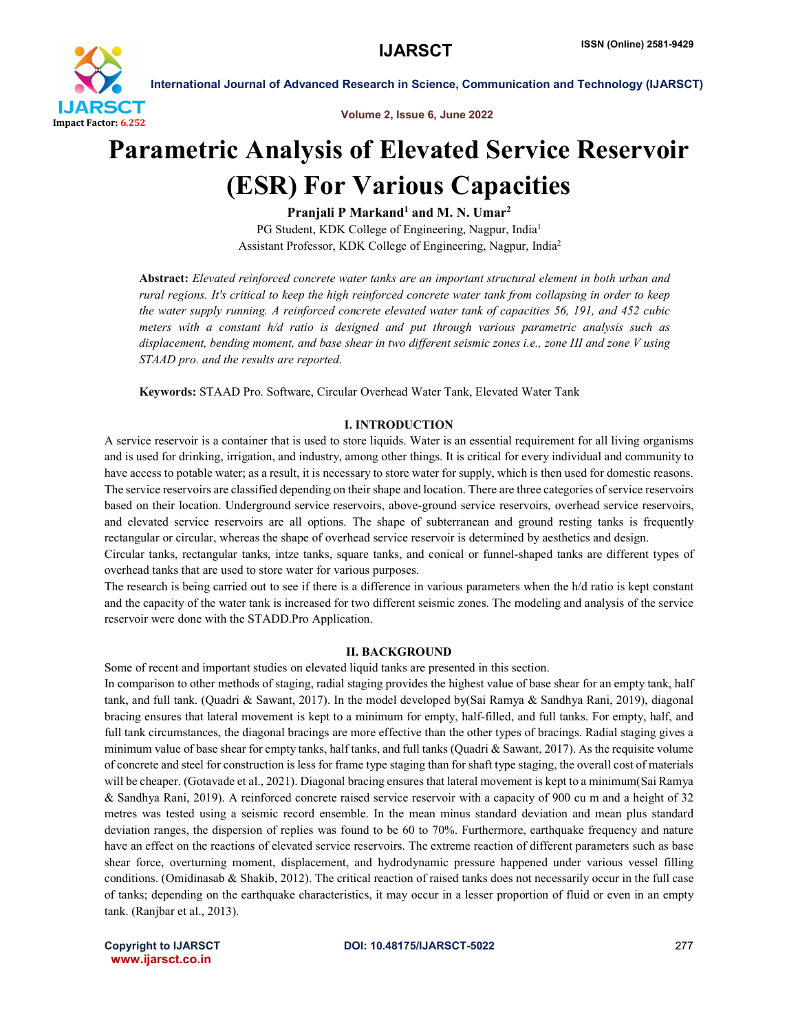# Parametric Analysis of Elevated Service Reservoir (ESR) For Various Capacities

**Pranjali P Markand[1] and M. N. Umar[2]**

PG Student, KDK College of Engineering, Nagpur, India[1]

Assistant Professor, KDK College of Engineering, Nagpur, India[2]

**Abstract:** *Elevated reinforced concrete water tanks are an important structural element in both urban and rural regions. It's critical to keep the high reinforced concrete water tank from collapsing in order to keep the water supply running. A reinforced concrete elevated water tank of capacities 56, 191, and 452 cubic meters with a constant h/d ratio is designed and put through various parametric analysis such as displacement, bending moment, and base shear in two different seismic zones i.e., zone III and zone V using STAAD pro. and the results are reported.*

**Keywords:** STAAD Pro. Software, Circular Overhead Water Tank, Elevated Water Tank

## I. INTRODUCTION

A service reservoir is a container that is used to store liquids. Water is an essential requirement for all living organisms and is used for drinking, irrigation, and industry, among other things. It is critical for every individual and community to have access to potable water; as a result, it is necessary to store water for supply, which is then used for domestic reasons. The service reservoirs are classified depending on their shape and location. There are three categories of service reservoirs based on their location. Underground service reservoirs, above-ground service reservoirs, overhead service reservoirs, and elevated service reservoirs are all options. The shape of subterranean and ground resting tanks is frequently rectangular or circular, whereas the shape of overhead service reservoir is determined by aesthetics and design.

Circular tanks, rectangular tanks, intze tanks, square tanks, and conical or funnel-shaped tanks are different types of overhead tanks that are used to store water for various purposes.

The research is being carried out to see if there is a difference in various parameters when the h/d ratio is kept constant and the capacity of the water tank is increased for two different seismic zones. The modeling and analysis of the service reservoir were done with the STADD.Pro Application.

## II. BACKGROUND

Some of recent and important studies on elevated liquid tanks are presented in this section.

In comparison to other methods of staging, radial staging provides the highest value of base shear for an empty tank, half tank, and full tank. (Quadri & Sawant, 2017). In the model developed by(Sai Ramya & Sandhya Rani, 2019), diagonal bracing ensures that lateral movement is kept to a minimum for empty, half-filled, and full tanks. For empty, half, and full tank circumstances, the diagonal bracings are more effective than the other types of bracings. Radial staging gives a minimum value of base shear for empty tanks, half tanks, and full tanks (Quadri & Sawant, 2017). As the requisite volume of concrete and steel for construction is less for frame type staging than for shaft type staging, the overall cost of materials will be cheaper. (Gotavade et al., 2021). Diagonal bracing ensures that lateral movement is kept to a minimum(Sai Ramya & Sandhya Rani, 2019). A reinforced concrete raised service reservoir with a capacity of 900 cu m and a height of 32 metres was tested using a seismic record ensemble. In the mean minus standard deviation and mean plus standard deviation ranges, the dispersion of replies was found to be 60 to 70%. Furthermore, earthquake frequency and nature have an effect on the reactions of elevated service reservoirs. The extreme reaction of different parameters such as base shear force, overturning moment, displacement, and hydrodynamic pressure happened under various vessel filling conditions. (Omidinasab & Shakib, 2012). The critical reaction of raised tanks does not necessarily occur in the full case of tanks; depending on the earthquake characteristics, it may occur in a lesser proportion of fluid or even in an empty tank. (Ranjbar et al., 2013).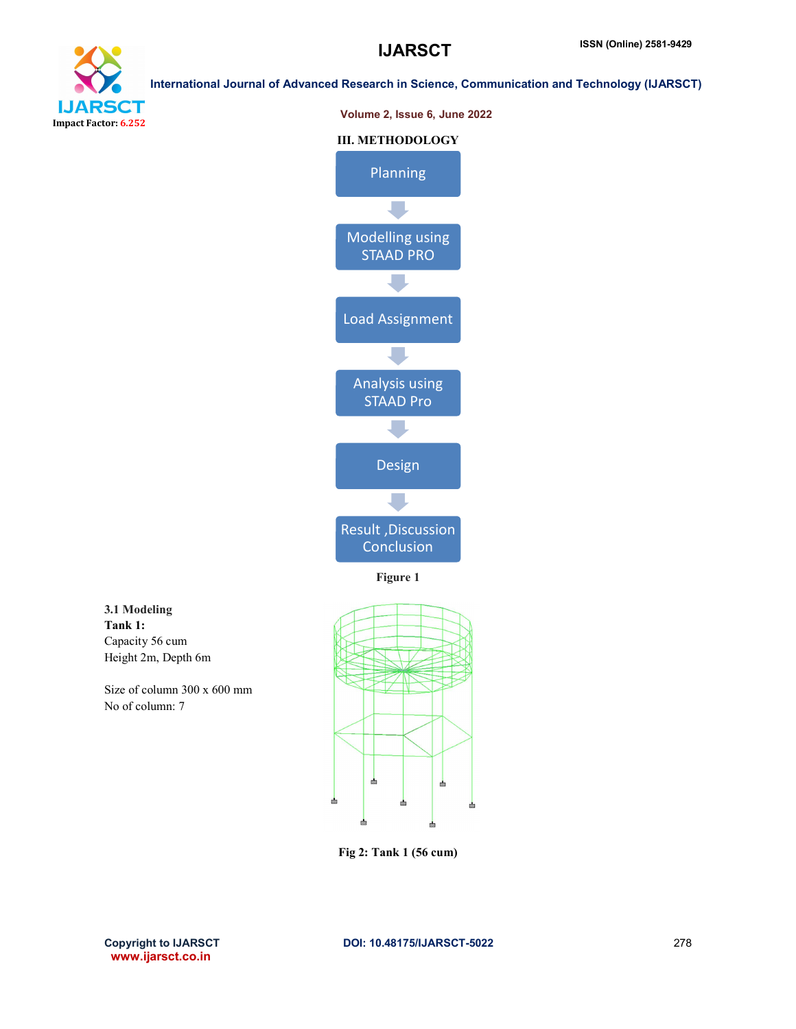## III. METHODOLOGY

Planning → Modelling using STAAD PRO → Load Assignment → Analysis using STAAD Pro → Design → Result ,Discussion Conclusion

Figure 1

### 3.1 Modeling

**Tank 1:**

Capacity 56 cum

Height 2m, Depth 6m

Size of column 300 x 600 mm

No of column: 7

Fig 2: Tank 1 (56 cum)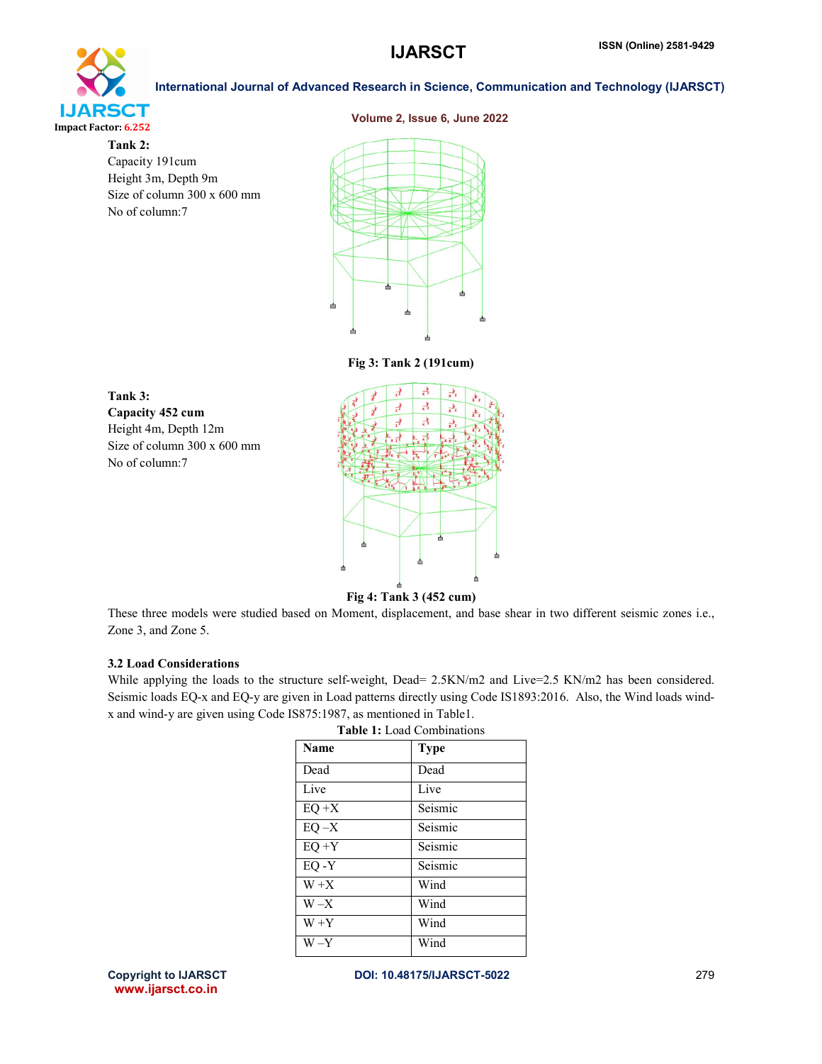**Tank 2:**
Capacity 191cum
Height 3m, Depth 9m
Size of column 300 x 600 mm
No of column:7

**Fig 3: Tank 2 (191cum)**

**Tank 3:**
**Capacity 452 cum**
Height 4m, Depth 12m
Size of column 300 x 600 mm
No of column:7

**Fig 4: Tank 3 (452 cum)**

These three models were studied based on Moment, displacement, and base shear in two different seismic zones i.e., Zone 3, and Zone 5.

### 3.2 Load Considerations

While applying the loads to the structure self-weight, Dead= 2.5KN/m2 and Live=2.5 KN/m2 has been considered. Seismic loads EQ-x and EQ-y are given in Load patterns directly using Code IS1893:2016. Also, the Wind loads wind-x and wind-y are given using Code IS875:1987, as mentioned in Table1.

**Table 1:** Load Combinations

| Name | Type |
|---|---|
| Dead | Dead |
| Live | Live |
| EQ +X | Seismic |
| EQ –X | Seismic |
| EQ +Y | Seismic |
| EQ -Y | Seismic |
| W +X | Wind |
| W –X | Wind |
| W +Y | Wind |
| W –Y | Wind |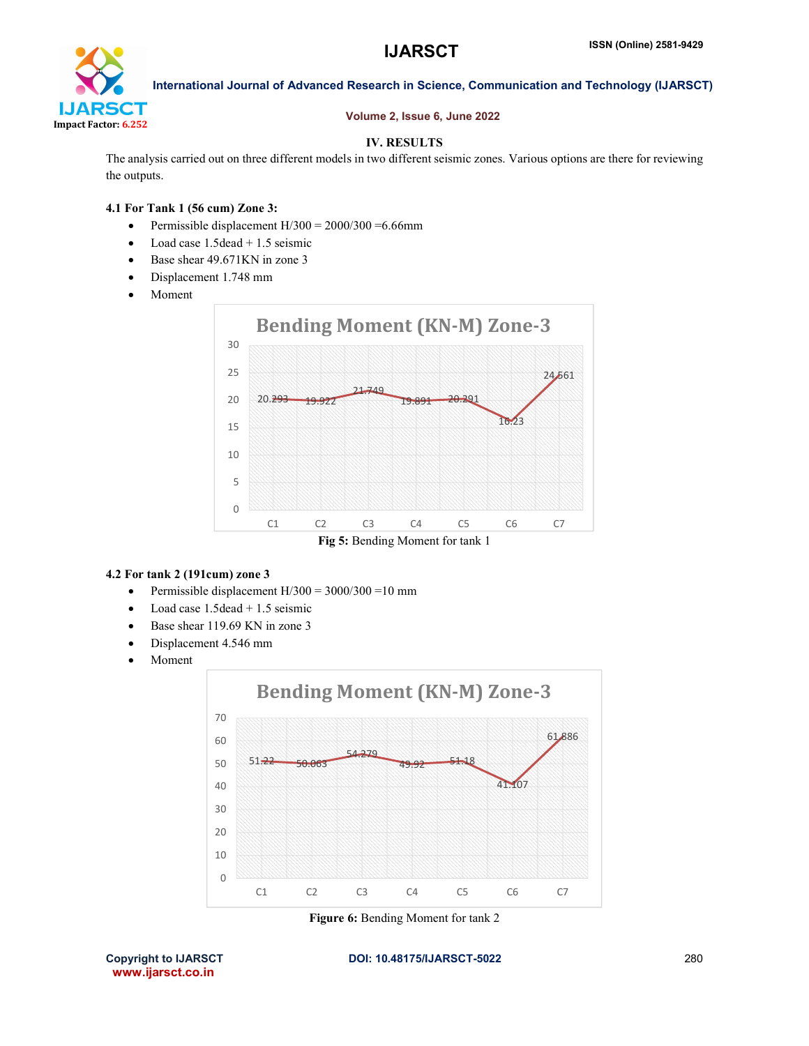## IV. RESULTS

The analysis carried out on three different models in two different seismic zones. Various options are there for reviewing the outputs.

### 4.1 For Tank 1 (56 cum) Zone 3:

- Permissible displacement H/300 = 2000/300 =6.66mm
- Load case 1.5dead + 1.5 seismic
- Base shear 49.671KN in zone 3
- Displacement 1.748 mm
- Moment

**Fig 5:** Bending Moment for tank 1

### 4.2 For tank 2 (191cum) zone 3

- Permissible displacement H/300 = 3000/300 =10 mm
- Load case 1.5dead + 1.5 seismic
- Base shear 119.69 KN in zone 3
- Displacement 4.546 mm
- Moment

**Figure 6:** Bending Moment for tank 2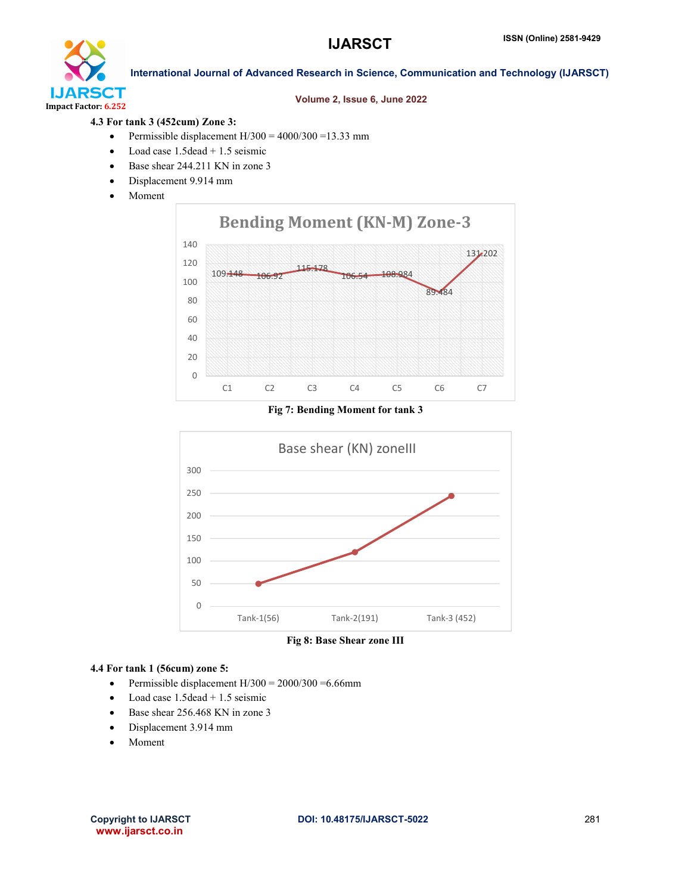### 4.3 For tank 3 (452cum) Zone 3:

- Permissible displacement H/300 = 4000/300 =13.33 mm
- Load case 1.5dead + 1.5 seismic
- Base shear 244.211 KN in zone 3
- Displacement 9.914 mm
- Moment

Fig 7: Bending Moment for tank 3

Fig 8: Base Shear zone III

### 4.4 For tank 1 (56cum) zone 5:

- Permissible displacement H/300 = 2000/300 =6.66mm
- Load case 1.5dead + 1.5 seismic
- Base shear 256.468 KN in zone 3
- Displacement 3.914 mm
- Moment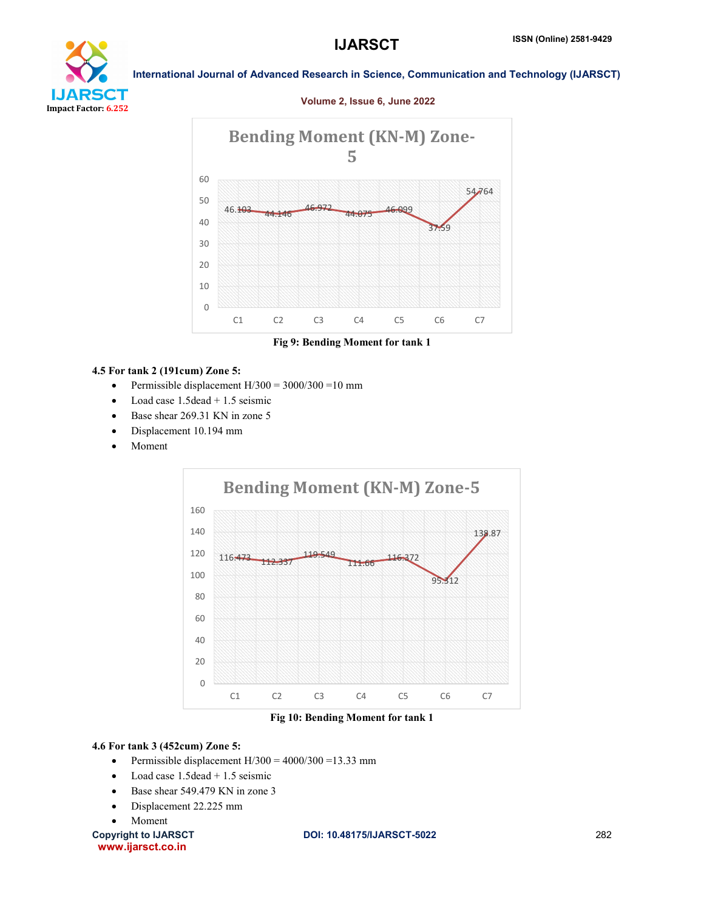**Bending Moment (KN-M) Zone-5**

| | C1 | C2 | C3 | C4 | C5 | C6 | C7 |
|---|---|---|---|---|---|---|---|
| Bending Moment (KN-M) | 46.103 | 44.146 | 46.972 | 44.075 | 46.099 | 37.59 | 54.764 |

**Fig 9: Bending Moment for tank 1**

### 4.5 For tank 2 (191cum) Zone 5:

- Permissible displacement H/300 = 3000/300 =10 mm
- Load case 1.5dead + 1.5 seismic
- Base shear 269.31 KN in zone 5
- Displacement 10.194 mm
- Moment

**Bending Moment (KN-M) Zone-5**

| | C1 | C2 | C3 | C4 | C5 | C6 | C7 |
|---|---|---|---|---|---|---|---|
| Bending Moment (KN-M) | 116.473 | 112.337 | 119.549 | 111.66 | 116.372 | 95.312 | 138.87 |

**Fig 10: Bending Moment for tank 1**

### 4.6 For tank 3 (452cum) Zone 5:

- Permissible displacement H/300 = 4000/300 =13.33 mm
- Load case 1.5dead + 1.5 seismic
- Base shear 549.479 KN in zone 3
- Displacement 22.225 mm
- Moment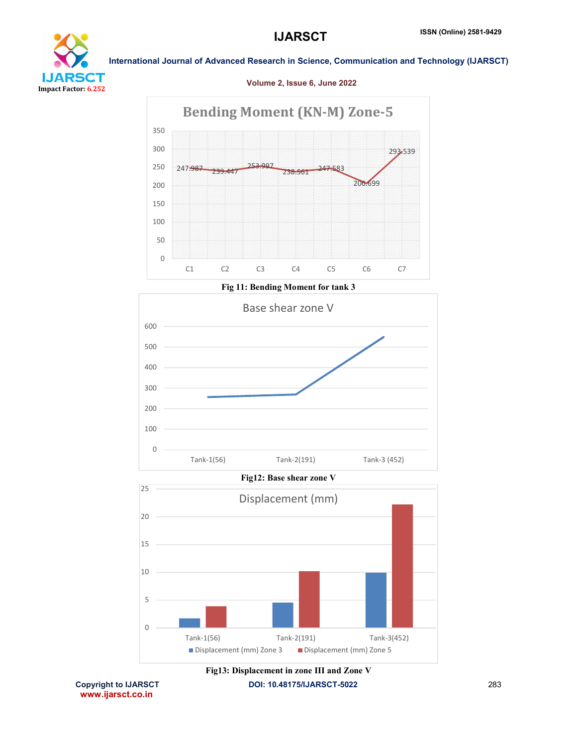Fig 11: Bending Moment for tank 3

Fig12: Base shear zone V

Fig13: Displacement in zone III and Zone V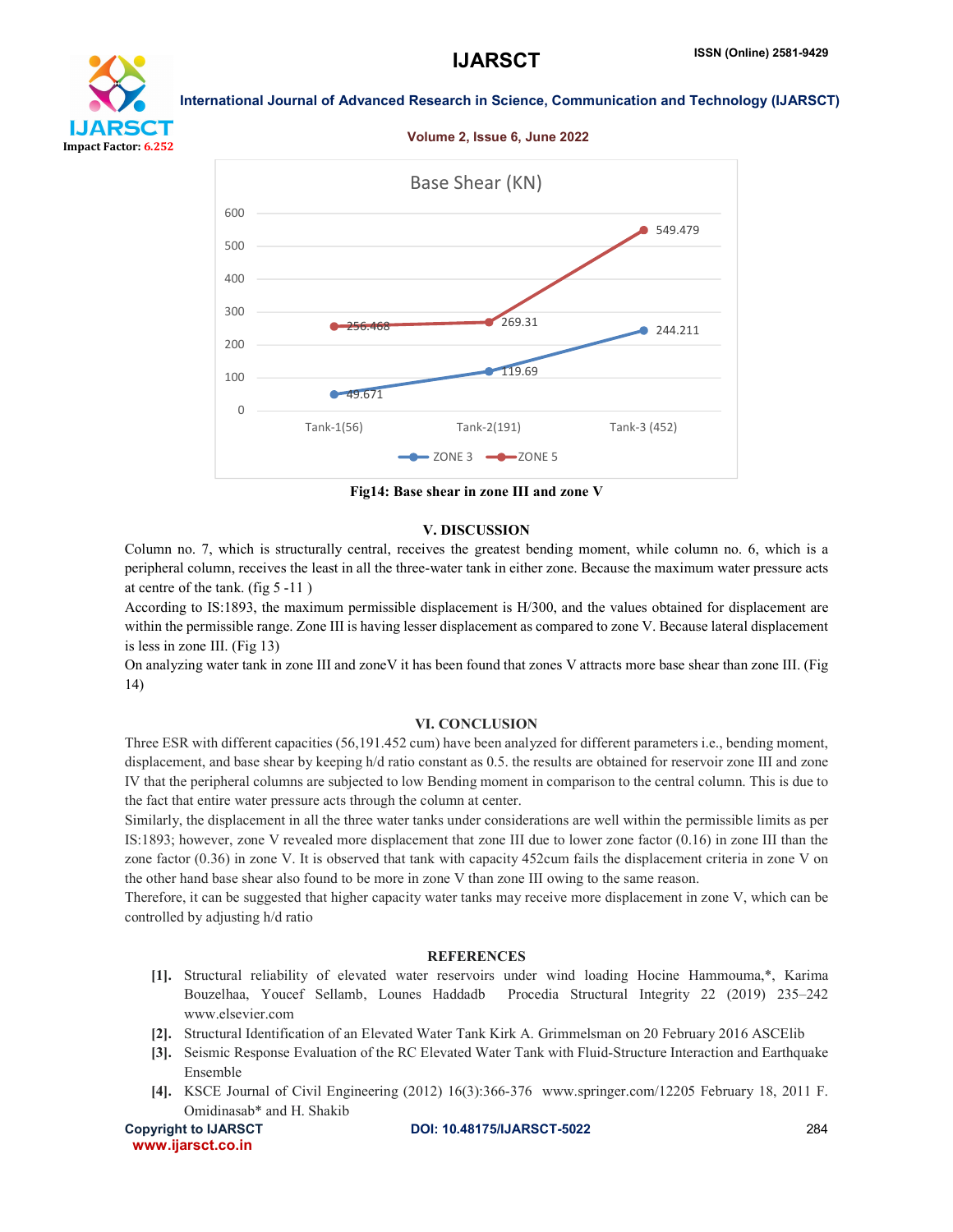Fig14: Base shear in zone III and zone V

## V. DISCUSSION

Column no. 7, which is structurally central, receives the greatest bending moment, while column no. 6, which is a peripheral column, receives the least in all the three-water tank in either zone. Because the maximum water pressure acts at centre of the tank. (fig 5 -11 )

According to IS:1893, the maximum permissible displacement is H/300, and the values obtained for displacement are within the permissible range. Zone III is having lesser displacement as compared to zone V. Because lateral displacement is less in zone III. (Fig 13)

On analyzing water tank in zone III and zoneV it has been found that zones V attracts more base shear than zone III. (Fig 14)

## VI. CONCLUSION

Three ESR with different capacities (56,191.452 cum) have been analyzed for different parameters i.e., bending moment, displacement, and base shear by keeping h/d ratio constant as 0.5. the results are obtained for reservoir zone III and zone IV that the peripheral columns are subjected to low Bending moment in comparison to the central column. This is due to the fact that entire water pressure acts through the column at center.

Similarly, the displacement in all the three water tanks under considerations are well within the permissible limits as per IS:1893; however, zone V revealed more displacement that zone III due to lower zone factor (0.16) in zone III than the zone factor (0.36) in zone V. It is observed that tank with capacity 452cum fails the displacement criteria in zone V on the other hand base shear also found to be more in zone V than zone III owing to the same reason.

Therefore, it can be suggested that higher capacity water tanks may receive more displacement in zone V, which can be controlled by adjusting h/d ratio

## REFERENCES

[1]. Structural reliability of elevated water reservoirs under wind loading Hocine Hammouma,*, Karima Bouzelhaa, Youcef Sellamb, Lounes Haddadb Procedia Structural Integrity 22 (2019) 235–242 www.elsevier.com

[2]. Structural Identification of an Elevated Water Tank Kirk A. Grimmelsman on 20 February 2016 ASCElib

[3]. Seismic Response Evaluation of the RC Elevated Water Tank with Fluid-Structure Interaction and Earthquake Ensemble

[4]. KSCE Journal of Civil Engineering (2012) 16(3):366-376 www.springer.com/12205 February 18, 2011 F. Omidinasab* and H. Shakib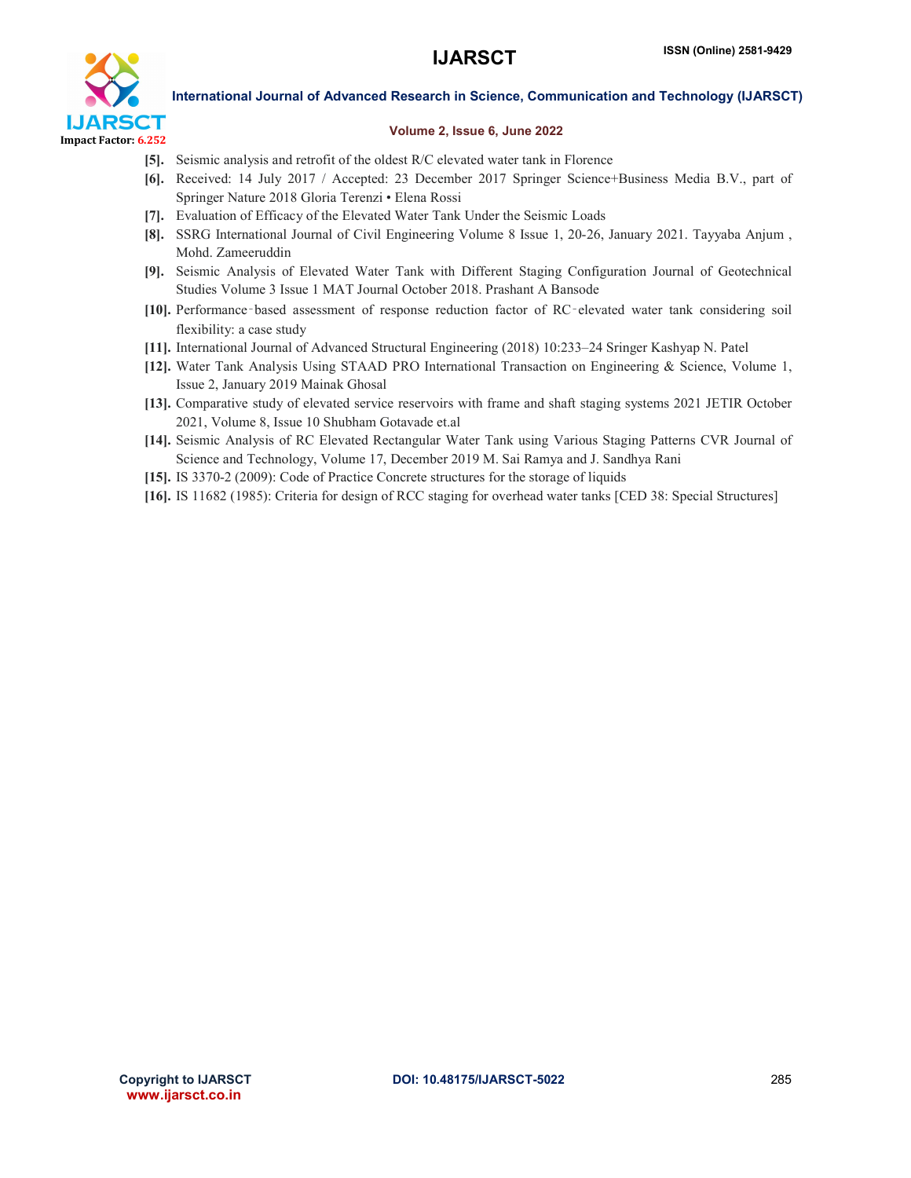[5]. Seismic analysis and retrofit of the oldest R/C elevated water tank in Florence

[6]. Received: 14 July 2017 / Accepted: 23 December 2017 Springer Science+Business Media B.V., part of Springer Nature 2018 Gloria Terenzi • Elena Rossi

[7]. Evaluation of Efficacy of the Elevated Water Tank Under the Seismic Loads

[8]. SSRG International Journal of Civil Engineering Volume 8 Issue 1, 20-26, January 2021. Tayyaba Anjum , Mohd. Zameeruddin

[9]. Seismic Analysis of Elevated Water Tank with Different Staging Configuration Journal of Geotechnical Studies Volume 3 Issue 1 MAT Journal October 2018. Prashant A Bansode

[10]. Performance‑based assessment of response reduction factor of RC‑elevated water tank considering soil flexibility: a case study

[11]. International Journal of Advanced Structural Engineering (2018) 10:233–24 Sringer Kashyap N. Patel

[12]. Water Tank Analysis Using STAAD PRO International Transaction on Engineering & Science, Volume 1, Issue 2, January 2019 Mainak Ghosal

[13]. Comparative study of elevated service reservoirs with frame and shaft staging systems 2021 JETIR October 2021, Volume 8, Issue 10 Shubham Gotavade et.al

[14]. Seismic Analysis of RC Elevated Rectangular Water Tank using Various Staging Patterns CVR Journal of Science and Technology, Volume 17, December 2019 M. Sai Ramya and J. Sandhya Rani

[15]. IS 3370-2 (2009): Code of Practice Concrete structures for the storage of liquids

[16]. IS 11682 (1985): Criteria for design of RCC staging for overhead water tanks [CED 38: Special Structures]